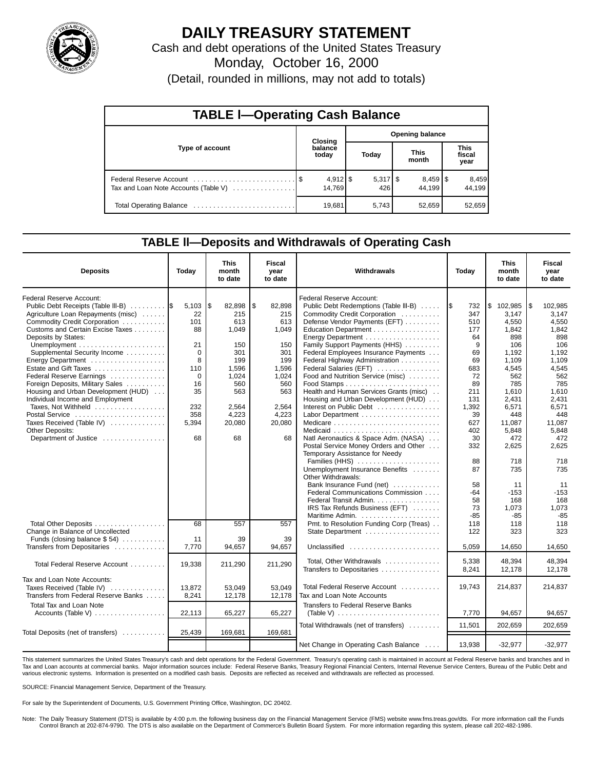# DAILY TREASURY STATEMENT

Cash and debt operations of the United States Treasury

Monday, October 16, 2000

(Detail, rounded in millions, may not add to totals)

## TABLE I—Operating Cash Balance

| Type of account | Closing balance today | Opening balance Today | This month | This fiscal year |
|---|---|---|---|---|
| Federal Reserve Account | $ 4,912 | $ 5,317 | $ 8,459 | $ 8,459 |
| Tax and Loan Note Accounts (Table V) | 14,769 | 426 | 44,199 | 44,199 |
| Total Operating Balance | 19,681 | 5,743 | 52,659 | 52,659 |

## TABLE II—Deposits and Withdrawals of Operating Cash

| Deposits | Today | This month to date | Fiscal year to date |
|---|---|---|---|
| Federal Reserve Account: | | | |
| Public Debt Receipts (Table III-B) | $ 5,103 | $ 82,898 | $ 82,898 |
| Agriculture Loan Repayments (misc) | 22 | 215 | 215 |
| Commodity Credit Corporation | 101 | 613 | 613 |
| Customs and Certain Excise Taxes | 88 | 1,049 | 1,049 |
| Deposits by States: | | | |
| Unemployment | 21 | 150 | 150 |
| Supplemental Security Income | 0 | 301 | 301 |
| Energy Department | 8 | 199 | 199 |
| Estate and Gift Taxes | 110 | 1,596 | 1,596 |
| Federal Reserve Earnings | 0 | 1,024 | 1,024 |
| Foreign Deposits, Military Sales | 16 | 560 | 560 |
| Housing and Urban Development (HUD) | 35 | 563 | 563 |
| Individual Income and Employment Taxes, Not Withheld | 232 | 2,564 | 2,564 |
| Postal Service | 358 | 4,223 | 4,223 |
| Taxes Received (Table IV) | 5,394 | 20,080 | 20,080 |
| Other Deposits: | | | |
| Department of Justice | 68 | 68 | 68 |
| Total Other Deposits | 68 | 557 | 557 |
| Change in Balance of Uncollected Funds (closing balance $ 54) | 11 | 39 | 39 |
| Transfers from Depositaries | 7,770 | 94,657 | 94,657 |
| Total Federal Reserve Account | 19,338 | 211,290 | 211,290 |
| Tax and Loan Note Accounts: | | | |
| Taxes Received (Table IV) | 13,872 | 53,049 | 53,049 |
| Transfers from Federal Reserve Banks | 8,241 | 12,178 | 12,178 |
| Total Tax and Loan Note Accounts (Table V) | 22,113 | 65,227 | 65,227 |
| Total Deposits (net of transfers) | 25,439 | 169,681 | 169,681 |

| Withdrawals | Today | This month to date | Fiscal year to date |
|---|---|---|---|
| Federal Reserve Account: | | | |
| Public Debt Redemptions (Table III-B) | $ 732 | $ 102,985 | $ 102,985 |
| Commodity Credit Corporation | 347 | 3,147 | 3,147 |
| Defense Vendor Payments (EFT) | 510 | 4,550 | 4,550 |
| Education Department | 177 | 1,842 | 1,842 |
| Energy Department | 64 | 898 | 898 |
| Family Support Payments (HHS) | 9 | 106 | 106 |
| Federal Employees Insurance Payments | 69 | 1,192 | 1,192 |
| Federal Highway Administration | 69 | 1,109 | 1,109 |
| Federal Salaries (EFT) | 683 | 4,545 | 4,545 |
| Food and Nutrition Service (misc) | 72 | 562 | 562 |
| Food Stamps | 89 | 785 | 785 |
| Health and Human Services Grants (misc) | 211 | 1,610 | 1,610 |
| Housing and Urban Development (HUD) | 131 | 2,431 | 2,431 |
| Interest on Public Debt | 1,392 | 6,571 | 6,571 |
| Labor Department | 39 | 448 | 448 |
| Medicare | 627 | 11,087 | 11,087 |
| Medicaid | 402 | 5,848 | 5,848 |
| Natl Aeronautics & Space Adm. (NASA) | 30 | 472 | 472 |
| Postal Service Money Orders and Other | 332 | 2,625 | 2,625 |
| Temporary Assistance for Needy Families (HHS) | 88 | 718 | 718 |
| Unemployment Insurance Benefits | 87 | 735 | 735 |
| Other Withdrawals: | | | |
| Bank Insurance Fund (net) | 58 | 11 | 11 |
| Federal Communications Commission | -64 | -153 | -153 |
| Federal Transit Admin. | 58 | 168 | 168 |
| IRS Tax Refunds Business (EFT) | 73 | 1,073 | 1,073 |
| Maritime Admin. | -85 | -85 | -85 |
| Pmt. to Resolution Funding Corp (Treas) | 118 | 118 | 118 |
| State Department | 122 | 323 | 323 |
| Unclassified | 5,059 | 14,650 | 14,650 |
| Total, Other Withdrawals | 5,338 | 48,394 | 48,394 |
| Transfers to Depositaries | 8,241 | 12,178 | 12,178 |
| Total Federal Reserve Account | 19,743 | 214,837 | 214,837 |
| Tax and Loan Note Accounts | | | |
| Transfers to Federal Reserve Banks (Table V) | 7,770 | 94,657 | 94,657 |
| Total Withdrawals (net of transfers) | 11,501 | 202,659 | 202,659 |
| Net Change in Operating Cash Balance | 13,938 | -32,977 | -32,977 |

This statement summarizes the United States Treasury's cash and debt operations for the Federal Government. Treasury's operating cash is maintained in account at Federal Reserve banks and branches and in Tax and Loan accounts at commercial banks. Major information sources include: Federal Reserve Banks, Treasury Regional Financial Centers, Internal Revenue Service Centers, Bureau of the Public Debt and various electronic systems. Information is presented on a modified cash basis. Deposits are reflected as received and withdrawals are reflected as processed.

SOURCE: Financial Management Service, Department of the Treasury.

For sale by the Superintendent of Documents, U.S. Government Printing Office, Washington, DC 20402.

Note: The Daily Treasury Statement (DTS) is available by 4:00 p.m. the following business day on the Financial Management Service (FMS) website www.fms.treas.gov/dts. For more information call the Funds Control Branch at 202-874-9790. The DTS is also available on the Department of Commerce's Bulletin Board System. For more information regarding this system, please call 202-482-1986.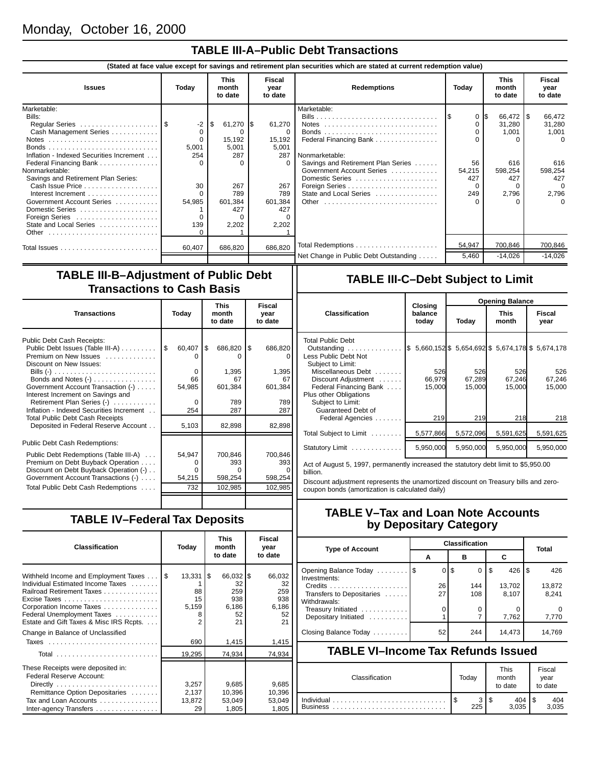Monday, October 16, 2000

## TABLE III-A–Public Debt Transactions

(Stated at face value except for savings and retirement plan securities which are stated at current redemption value)

| Issues | Today | This month to date | Fiscal year to date |
|---|---|---|---|
| Marketable: | | | |
| Bills: | | | |
| Regular Series | $ -2 | $ 61,270 | $ 61,270 |
| Cash Management Series | 0 | 0 | 0 |
| Notes | 0 | 15,192 | 15,192 |
| Bonds | 5,001 | 5,001 | 5,001 |
| Inflation - Indexed Securities Increment | 254 | 287 | 287 |
| Federal Financing Bank | 0 | 0 | 0 |
| Nonmarketable: | | | |
| Savings and Retirement Plan Series: | | | |
| Cash Issue Price | 30 | 267 | 267 |
| Interest Increment | 0 | 789 | 789 |
| Government Account Series | 54,985 | 601,384 | 601,384 |
| Domestic Series | 1 | 427 | 427 |
| Foreign Series | 0 | 0 | 0 |
| State and Local Series | 139 | 2,202 | 2,202 |
| Other | 0 | 1 | 1 |
| Total Issues | 60,407 | 686,820 | 686,820 |

| Redemptions | Today | This month to date | Fiscal year to date |
|---|---|---|---|
| Marketable: | | | |
| Bills | $ 0 | $ 66,472 | $ 66,472 |
| Notes | 0 | 31,280 | 31,280 |
| Bonds | 0 | 1,001 | 1,001 |
| Federal Financing Bank | 0 | 0 | 0 |
| Nonmarketable: | | | |
| Savings and Retirement Plan Series | 56 | 616 | 616 |
| Government Account Series | 54,215 | 598,254 | 598,254 |
| Domestic Series | 427 | 427 | 427 |
| Foreign Series | 0 | 0 | 0 |
| State and Local Series | 249 | 2,796 | 2,796 |
| Other | 0 | 0 | 0 |
| Total Redemptions | 54,947 | 700,846 | 700,846 |
| Net Change in Public Debt Outstanding | 5,460 | -14,026 | -14,026 |

## TABLE III-B–Adjustment of Public Debt Transactions to Cash Basis

| Transactions | Today | This month to date | Fiscal year to date |
|---|---|---|---|
| Public Debt Cash Receipts: | | | |
| Public Debt Issues (Table III-A) | $ 60,407 | $ 686,820 | $ 686,820 |
| Premium on New Issues | 0 | 0 | 0 |
| Discount on New Issues: | | | |
| Bills (-) | 0 | 1,395 | 1,395 |
| Bonds and Notes (-) | 66 | 67 | 67 |
| Government Account Transaction (-) | 54,985 | 601,384 | 601,384 |
| Interest Increment on Savings and Retirement Plan Series (-) | 0 | 789 | 789 |
| Inflation - Indexed Securities Increment | 254 | 287 | 287 |
| Total Public Debt Cash Receipts Deposited in Federal Reserve Account | 5,103 | 82,898 | 82,898 |
| Public Debt Cash Redemptions: | | | |
| Public Debt Redemptions (Table III-A) | 54,947 | 700,846 | 700,846 |
| Premium on Debt Buyback Operation | 0 | 393 | 393 |
| Discount on Debt Buyback Operation (-) | 0 | 0 | 0 |
| Government Account Transactions (-) | 54,215 | 598,254 | 598,254 |
| Total Public Debt Cash Redemptions | 732 | 102,985 | 102,985 |

## TABLE III-C–Debt Subject to Limit

| Classification | Closing balance today | Opening Balance Today | Opening Balance This month | Opening Balance Fiscal year |
|---|---|---|---|---|
| Total Public Debt Outstanding | $ 5,660,152 | $ 5,654,692 | $ 5,674,178 | $ 5,674,178 |
| Less Public Debt Not Subject to Limit: | | | | |
| Miscellaneous Debt | 526 | 526 | 526 | 526 |
| Discount Adjustment | 66,979 | 67,289 | 67,246 | 67,246 |
| Federal Financing Bank | 15,000 | 15,000 | 15,000 | 15,000 |
| Plus other Obligations Subject to Limit: | | | | |
| Guaranteed Debt of Federal Agencies | 219 | 219 | 218 | 218 |
| Total Subject to Limit | 5,577,866 | 5,572,096 | 5,591,625 | 5,591,625 |
| Statutory Limit | 5,950,000 | 5,950,000 | 5,950,000 | 5,950,000 |

Act of August 5, 1997, permanently increased the statutory debt limit to $5,950.00 billion.

Discount adjustment represents the unamortized discount on Treasury bills and zero-coupon bonds (amortization is calculated daily)

## TABLE IV–Federal Tax Deposits

| Classification | Today | This month to date | Fiscal year to date |
|---|---|---|---|
| Withheld Income and Employment Taxes | $ 13,331 | $ 66,032 | $ 66,032 |
| Individual Estimated Income Taxes | 1 | 32 | 32 |
| Railroad Retirement Taxes | 88 | 259 | 259 |
| Excise Taxes | 15 | 938 | 938 |
| Corporation Income Taxes | 5,159 | 6,186 | 6,186 |
| Federal Unemployment Taxes | 8 | 52 | 52 |
| Estate and Gift Taxes & Misc IRS Rcpts. | 2 | 21 | 21 |
| Change in Balance of Unclassified Taxes | 690 | 1,415 | 1,415 |
| Total | 19,295 | 74,934 | 74,934 |
| These Receipts were deposited in: | | | |
| Federal Reserve Account: | | | |
| Directly | 3,257 | 9,685 | 9,685 |
| Remittance Option Depositaries | 2,137 | 10,396 | 10,396 |
| Tax and Loan Accounts | 13,872 | 53,049 | 53,049 |
| Inter-agency Transfers | 29 | 1,805 | 1,805 |

## TABLE V–Tax and Loan Note Accounts by Depositary Category

| Type of Account | Classification A | Classification B | Classification C | Total |
|---|---|---|---|---|
| Opening Balance Today | $ 0 | $ 0 | $ 426 | $ 426 |
| Investments: | | | | |
| Credits | 26 | 144 | 13,702 | 13,872 |
| Transfers to Depositaries | 27 | 108 | 8,107 | 8,241 |
| Withdrawals: | | | | |
| Treasury Initiated | 0 | 0 | 0 | 0 |
| Depositary Initiated | 1 | 7 | 7,762 | 7,770 |
| Closing Balance Today | 52 | 244 | 14,473 | 14,769 |

## TABLE VI–Income Tax Refunds Issued

| Classification | Today | This month to date | Fiscal year to date |
|---|---|---|---|
| Individual | $ 3 | $ 404 | $ 404 |
| Business | 225 | 3,035 | 3,035 |